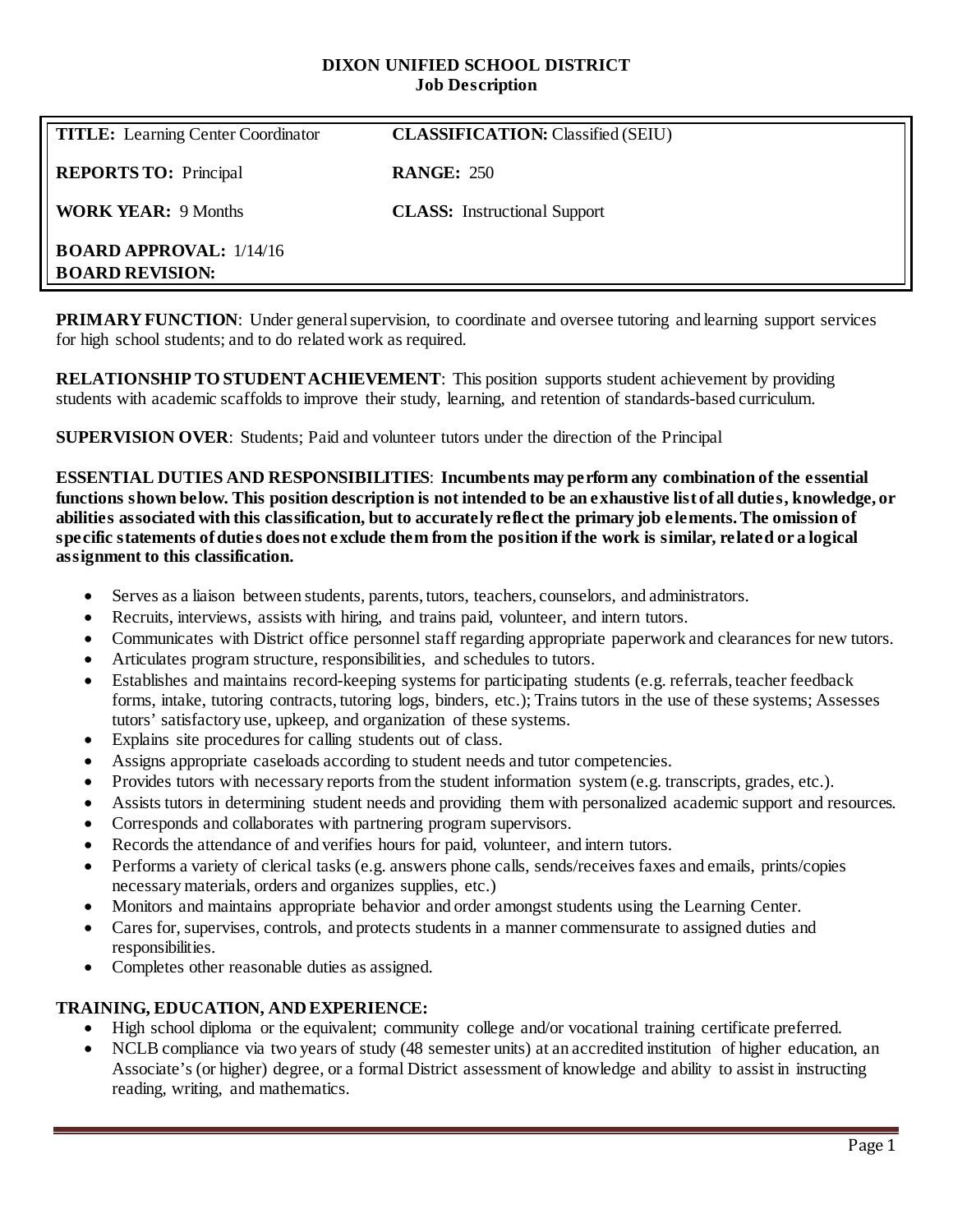# DIXON UNIFIED SCHOOL DISTRICT
## Job Description

| | |
|---|---|
| **TITLE:** Learning Center Coordinator | **CLASSIFICATION:** Classified (SEIU) |
| **REPORTS TO:** Principal | **RANGE:** 250 |
| **WORK YEAR:** 9 Months | **CLASS:** Instructional Support |
| **BOARD APPROVAL:** 1/14/16<br>**BOARD REVISION:** | |

**PRIMARY FUNCTION**: Under general supervision, to coordinate and oversee tutoring and learning support services for high school students; and to do related work as required.

**RELATIONSHIP TO STUDENT ACHIEVEMENT**: This position supports student achievement by providing students with academic scaffolds to improve their study, learning, and retention of standards-based curriculum.

**SUPERVISION OVER**: Students; Paid and volunteer tutors under the direction of the Principal

**ESSENTIAL DUTIES AND RESPONSIBILITIES**: **Incumbents may perform any combination of the essential functions shown below. This position description is not intended to be an exhaustive list of all duties, knowledge, or abilities associated with this classification, but to accurately reflect the primary job elements. The omission of specific statements of duties does not exclude them from the position if the work is similar, related or a logical assignment to this classification.**

- Serves as a liaison between students, parents, tutors, teachers, counselors, and administrators.
- Recruits, interviews, assists with hiring, and trains paid, volunteer, and intern tutors.
- Communicates with District office personnel staff regarding appropriate paperwork and clearances for new tutors.
- Articulates program structure, responsibilities, and schedules to tutors.
- Establishes and maintains record-keeping systems for participating students (e.g. referrals, teacher feedback forms, intake, tutoring contracts, tutoring logs, binders, etc.); Trains tutors in the use of these systems; Assesses tutors' satisfactory use, upkeep, and organization of these systems.
- Explains site procedures for calling students out of class.
- Assigns appropriate caseloads according to student needs and tutor competencies.
- Provides tutors with necessary reports from the student information system (e.g. transcripts, grades, etc.).
- Assists tutors in determining student needs and providing them with personalized academic support and resources.
- Corresponds and collaborates with partnering program supervisors.
- Records the attendance of and verifies hours for paid, volunteer, and intern tutors.
- Performs a variety of clerical tasks (e.g. answers phone calls, sends/receives faxes and emails, prints/copies necessary materials, orders and organizes supplies, etc.)
- Monitors and maintains appropriate behavior and order amongst students using the Learning Center.
- Cares for, supervises, controls, and protects students in a manner commensurate to assigned duties and responsibilities.
- Completes other reasonable duties as assigned.

**TRAINING, EDUCATION, AND EXPERIENCE:**

- High school diploma or the equivalent; community college and/or vocational training certificate preferred.
- NCLB compliance via two years of study (48 semester units) at an accredited institution of higher education, an Associate's (or higher) degree, or a formal District assessment of knowledge and ability to assist in instructing reading, writing, and mathematics.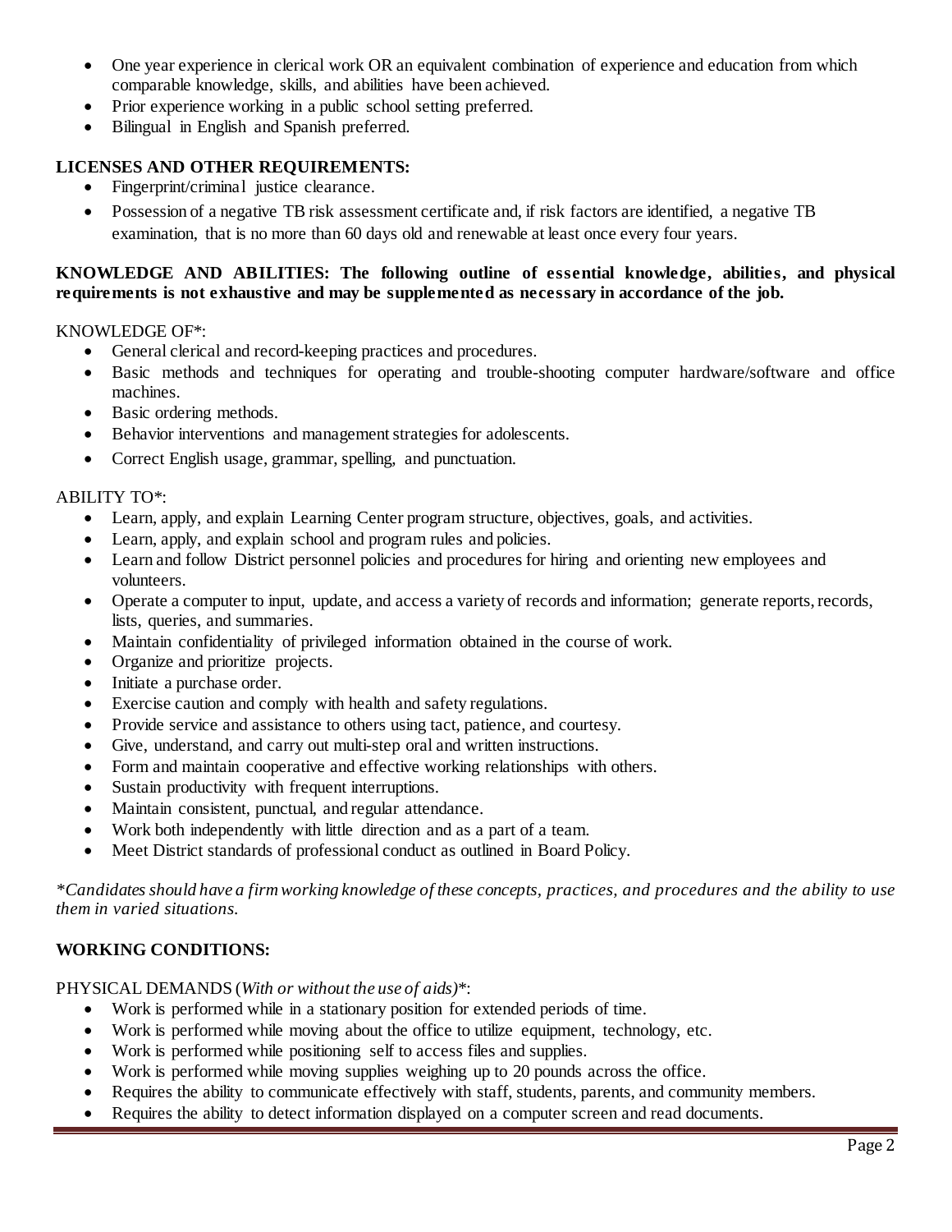- One year experience in clerical work OR an equivalent combination of experience and education from which comparable knowledge, skills, and abilities have been achieved.
- Prior experience working in a public school setting preferred.
- Bilingual in English and Spanish preferred.

**LICENSES AND OTHER REQUIREMENTS:**

- Fingerprint/criminal justice clearance.
- Possession of a negative TB risk assessment certificate and, if risk factors are identified, a negative TB examination, that is no more than 60 days old and renewable at least once every four years.

**KNOWLEDGE AND ABILITIES: The following outline of essential knowledge, abilities, and physical requirements is not exhaustive and may be supplemented as necessary in accordance of the job.**

KNOWLEDGE OF*:

- General clerical and record-keeping practices and procedures.
- Basic methods and techniques for operating and trouble-shooting computer hardware/software and office machines.
- Basic ordering methods.
- Behavior interventions and management strategies for adolescents.
- Correct English usage, grammar, spelling, and punctuation.

ABILITY TO*:

- Learn, apply, and explain Learning Center program structure, objectives, goals, and activities.
- Learn, apply, and explain school and program rules and policies.
- Learn and follow District personnel policies and procedures for hiring and orienting new employees and volunteers.
- Operate a computer to input, update, and access a variety of records and information; generate reports, records, lists, queries, and summaries.
- Maintain confidentiality of privileged information obtained in the course of work.
- Organize and prioritize projects.
- Initiate a purchase order.
- Exercise caution and comply with health and safety regulations.
- Provide service and assistance to others using tact, patience, and courtesy.
- Give, understand, and carry out multi-step oral and written instructions.
- Form and maintain cooperative and effective working relationships with others.
- Sustain productivity with frequent interruptions.
- Maintain consistent, punctual, and regular attendance.
- Work both independently with little direction and as a part of a team.
- Meet District standards of professional conduct as outlined in Board Policy.

*\*Candidates should have a firm working knowledge of these concepts, practices, and procedures and the ability to use them in varied situations.*

**WORKING CONDITIONS:**

PHYSICAL DEMANDS (*With or without the use of aids)**:

- Work is performed while in a stationary position for extended periods of time.
- Work is performed while moving about the office to utilize equipment, technology, etc.
- Work is performed while positioning self to access files and supplies.
- Work is performed while moving supplies weighing up to 20 pounds across the office.
- Requires the ability to communicate effectively with staff, students, parents, and community members.
- Requires the ability to detect information displayed on a computer screen and read documents.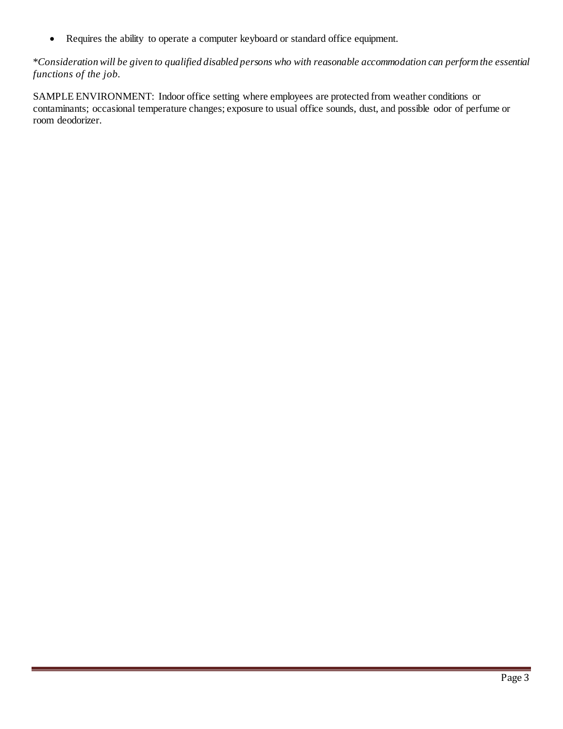- Requires the ability to operate a computer keyboard or standard office equipment.

\**Consideration will be given to qualified disabled persons who with reasonable accommodation can perform the essential functions of the job.*

SAMPLE ENVIRONMENT: Indoor office setting where employees are protected from weather conditions or contaminants; occasional temperature changes; exposure to usual office sounds, dust, and possible odor of perfume or room deodorizer.